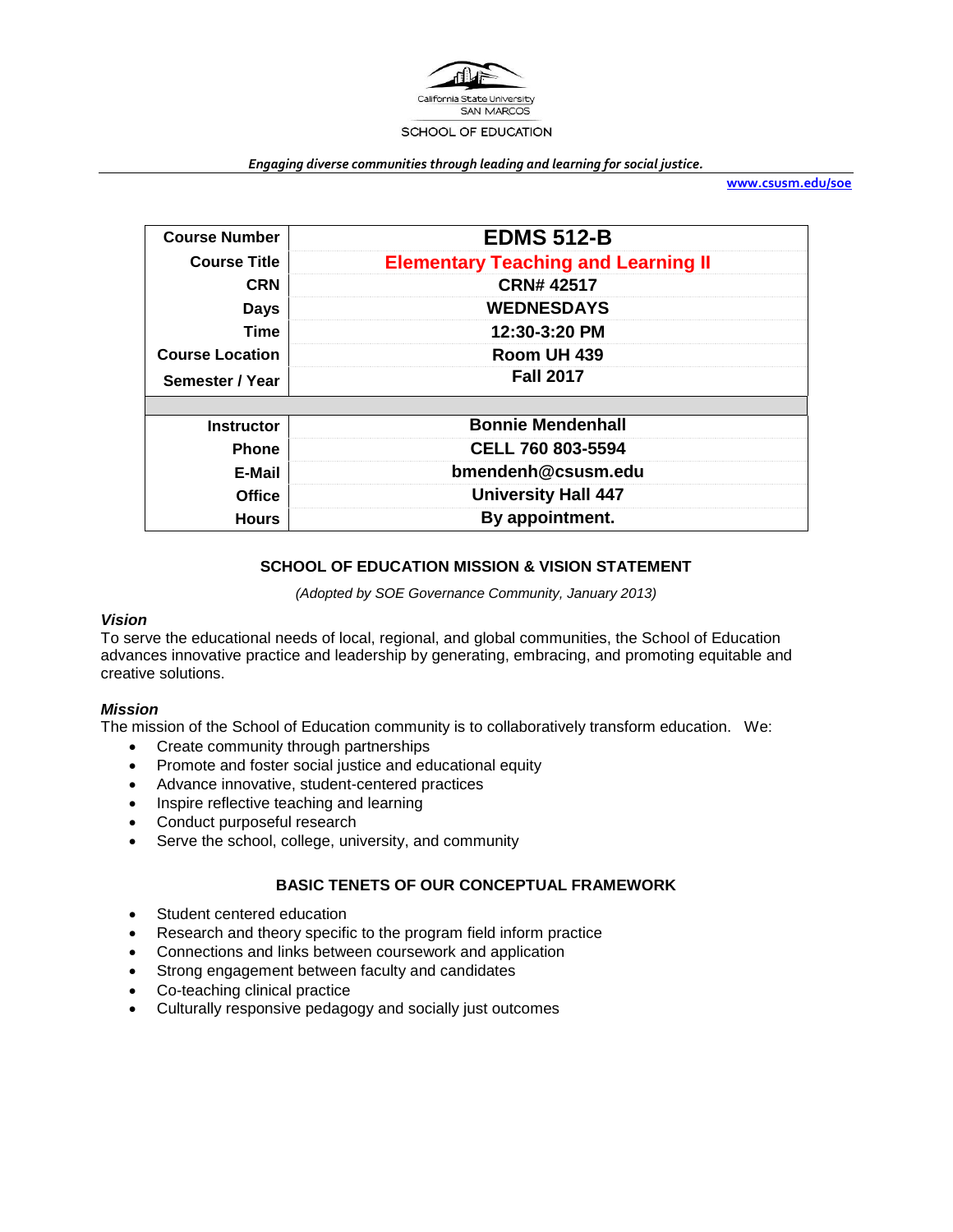California State University
SAN MARCOS
SCHOOL OF EDUCATION

*Engaging diverse communities through leading and learning for social justice.*

www.csusm.edu/soe

| | |
|---|---|
| **Course Number** | **EDMS 512-B** |
| **Course Title** | **Elementary Teaching and Learning II** |
| **CRN** | **CRN# 42517** |
| **Days** | **WEDNESDAYS** |
| **Time** | **12:30-3:20 PM** |
| **Course Location** | **Room UH 439** |
| **Semester / Year** | **Fall 2017** |
| | |
| **Instructor** | **Bonnie Mendenhall** |
| **Phone** | **CELL 760 803-5594** |
| **E-Mail** | **bmendenh@csusm.edu** |
| **Office** | **University Hall 447** |
| **Hours** | **By appointment.** |

## SCHOOL OF EDUCATION MISSION & VISION STATEMENT

*(Adopted by SOE Governance Community, January 2013)*

### *Vision*

To serve the educational needs of local, regional, and global communities, the School of Education advances innovative practice and leadership by generating, embracing, and promoting equitable and creative solutions.

### *Mission*

The mission of the School of Education community is to collaboratively transform education. We:

- Create community through partnerships
- Promote and foster social justice and educational equity
- Advance innovative, student-centered practices
- Inspire reflective teaching and learning
- Conduct purposeful research
- Serve the school, college, university, and community

## BASIC TENETS OF OUR CONCEPTUAL FRAMEWORK

- Student centered education
- Research and theory specific to the program field inform practice
- Connections and links between coursework and application
- Strong engagement between faculty and candidates
- Co-teaching clinical practice
- Culturally responsive pedagogy and socially just outcomes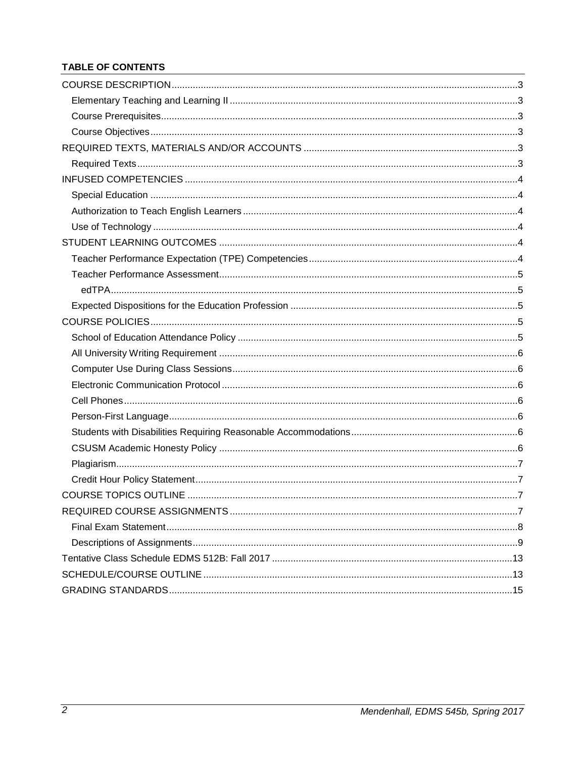**TABLE OF CONTENTS**

COURSE DESCRIPTION ..... 3

- Elementary Teaching and Learning II ..... 3
- Course Prerequisites ..... 3
- Course Objectives ..... 3

REQUIRED TEXTS, MATERIALS AND/OR ACCOUNTS ..... 3

- Required Texts ..... 3

INFUSED COMPETENCIES ..... 4

- Special Education ..... 4
- Authorization to Teach English Learners ..... 4
- Use of Technology ..... 4

STUDENT LEARNING OUTCOMES ..... 4

- Teacher Performance Expectation (TPE) Competencies ..... 4
- Teacher Performance Assessment ..... 5
  - edTPA ..... 5
- Expected Dispositions for the Education Profession ..... 5

COURSE POLICIES ..... 5

- School of Education Attendance Policy ..... 5
- All University Writing Requirement ..... 6
- Computer Use During Class Sessions ..... 6
- Electronic Communication Protocol ..... 6
- Cell Phones ..... 6
- Person-First Language ..... 6
- Students with Disabilities Requiring Reasonable Accommodations ..... 6
- CSUSM Academic Honesty Policy ..... 6
- Plagiarism ..... 7
- Credit Hour Policy Statement ..... 7

COURSE TOPICS OUTLINE ..... 7

REQUIRED COURSE ASSIGNMENTS ..... 7

- Final Exam Statement ..... 8
- Descriptions of Assignments ..... 9

Tentative Class Schedule EDMS 512B: Fall 2017 ..... 13

SCHEDULE/COURSE OUTLINE ..... 13

GRADING STANDARDS ..... 15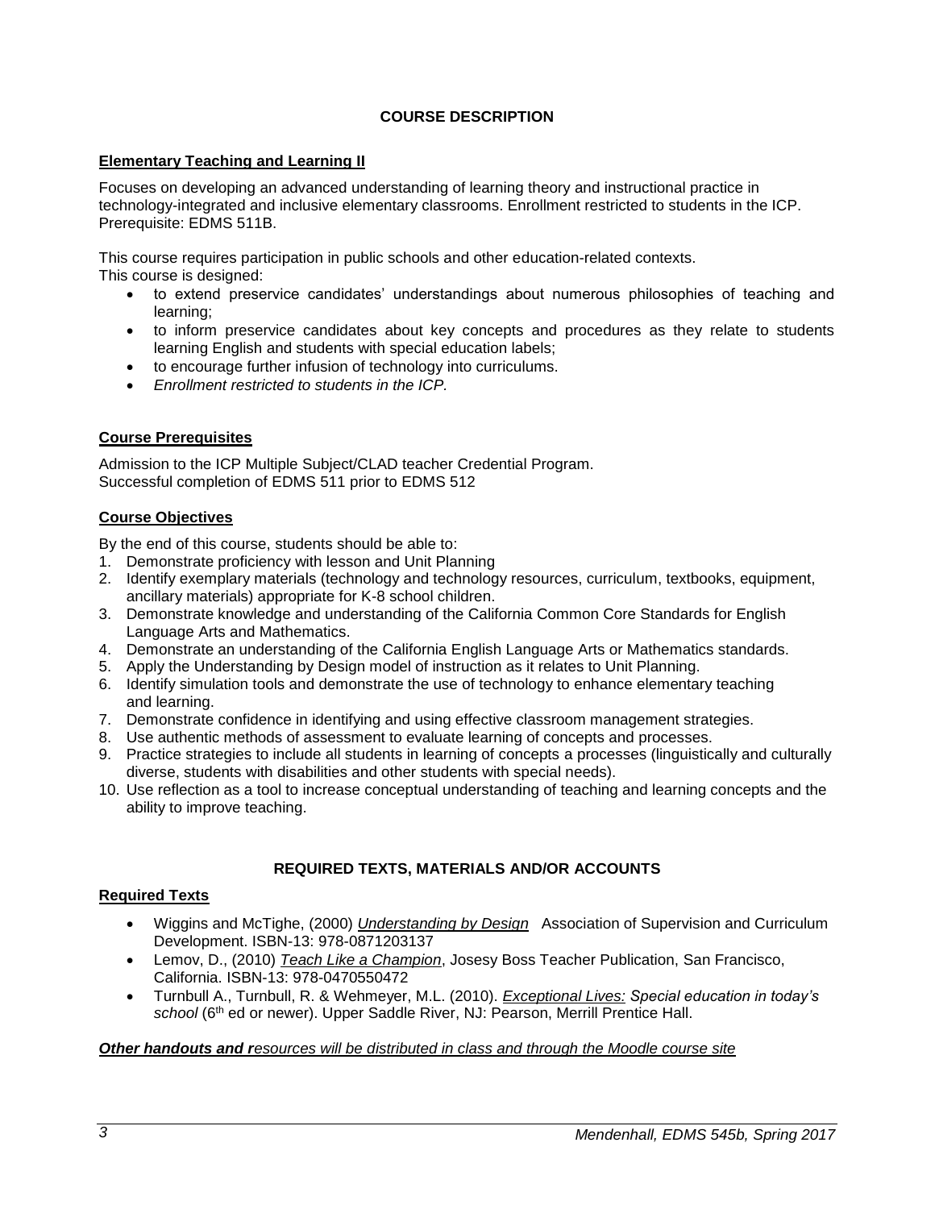## COURSE DESCRIPTION

### Elementary Teaching and Learning II

Focuses on developing an advanced understanding of learning theory and instructional practice in technology-integrated and inclusive elementary classrooms. Enrollment restricted to students in the ICP. Prerequisite: EDMS 511B.

This course requires participation in public schools and other education-related contexts.
This course is designed:

- to extend preservice candidates' understandings about numerous philosophies of teaching and learning;
- to inform preservice candidates about key concepts and procedures as they relate to students learning English and students with special education labels;
- to encourage further infusion of technology into curriculums.
- *Enrollment restricted to students in the ICP.*

### Course Prerequisites

Admission to the ICP Multiple Subject/CLAD teacher Credential Program.
Successful completion of EDMS 511 prior to EDMS 512

### Course Objectives

By the end of this course, students should be able to:

1. Demonstrate proficiency with lesson and Unit Planning
2. Identify exemplary materials (technology and technology resources, curriculum, textbooks, equipment, ancillary materials) appropriate for K-8 school children.
3. Demonstrate knowledge and understanding of the California Common Core Standards for English Language Arts and Mathematics.
4. Demonstrate an understanding of the California English Language Arts or Mathematics standards.
5. Apply the Understanding by Design model of instruction as it relates to Unit Planning.
6. Identify simulation tools and demonstrate the use of technology to enhance elementary teaching and learning.
7. Demonstrate confidence in identifying and using effective classroom management strategies.
8. Use authentic methods of assessment to evaluate learning of concepts and processes.
9. Practice strategies to include all students in learning of concepts a processes (linguistically and culturally diverse, students with disabilities and other students with special needs).
10. Use reflection as a tool to increase conceptual understanding of teaching and learning concepts and the ability to improve teaching.

## REQUIRED TEXTS, MATERIALS AND/OR ACCOUNTS

### Required Texts

- Wiggins and McTighe, (2000) *Understanding by Design* Association of Supervision and Curriculum Development. ISBN-13: 978-0871203137
- Lemov, D., (2010) *Teach Like a Champion*, Josesy Boss Teacher Publication, San Francisco, California. ISBN-13: 978-0470550472
- Turnbull A., Turnbull, R. & Wehmeyer, M.L. (2010). *Exceptional Lives: Special education in today's school* (6th ed or newer). Upper Saddle River, NJ: Pearson, Merrill Prentice Hall.

***Other handouts and resources will be distributed in class and through the Moodle course site***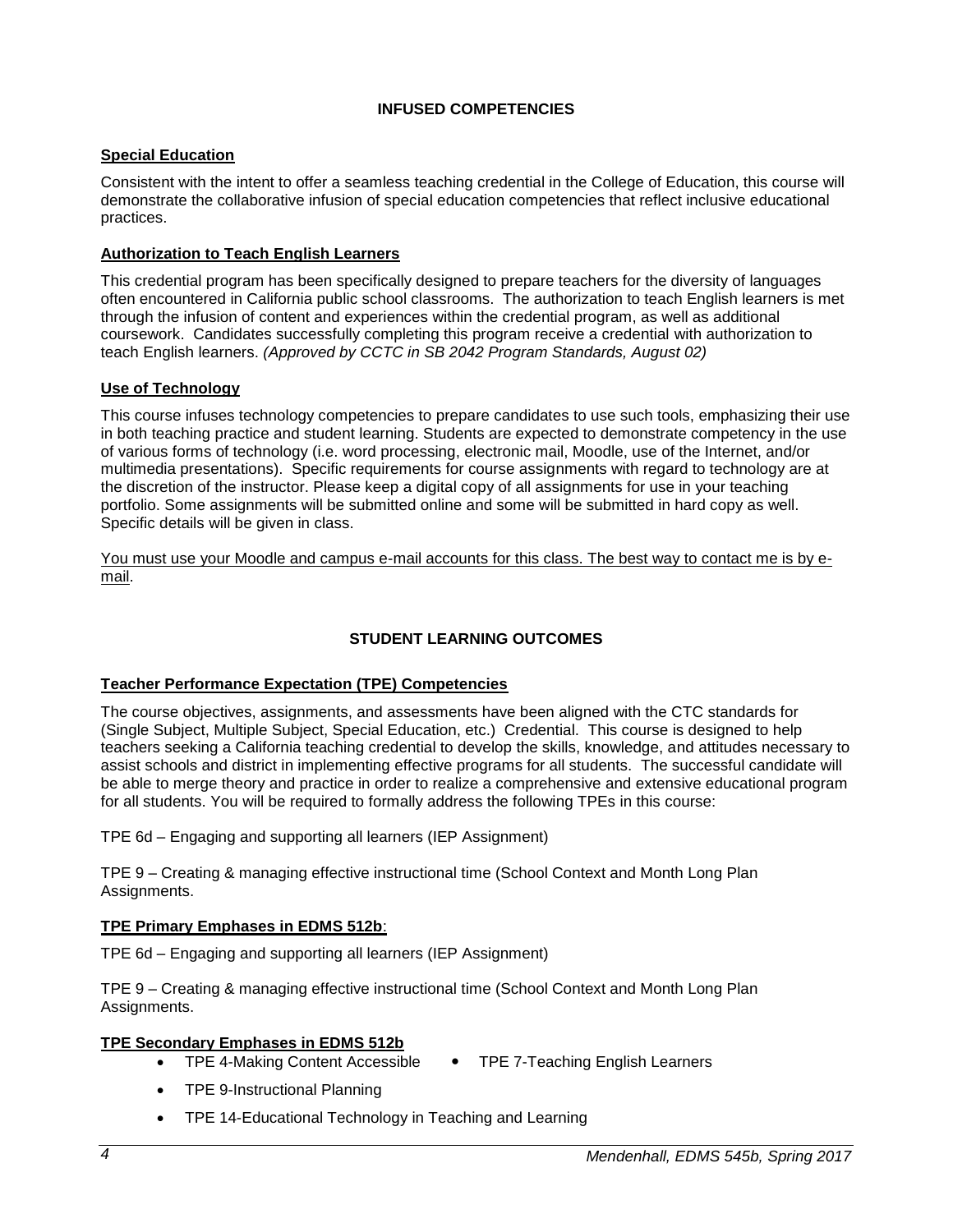## INFUSED COMPETENCIES

### Special Education

Consistent with the intent to offer a seamless teaching credential in the College of Education, this course will demonstrate the collaborative infusion of special education competencies that reflect inclusive educational practices.

### Authorization to Teach English Learners

This credential program has been specifically designed to prepare teachers for the diversity of languages often encountered in California public school classrooms. The authorization to teach English learners is met through the infusion of content and experiences within the credential program, as well as additional coursework. Candidates successfully completing this program receive a credential with authorization to teach English learners. *(Approved by CCTC in SB 2042 Program Standards, August 02)*

### Use of Technology

This course infuses technology competencies to prepare candidates to use such tools, emphasizing their use in both teaching practice and student learning. Students are expected to demonstrate competency in the use of various forms of technology (i.e. word processing, electronic mail, Moodle, use of the Internet, and/or multimedia presentations). Specific requirements for course assignments with regard to technology are at the discretion of the instructor. Please keep a digital copy of all assignments for use in your teaching portfolio. Some assignments will be submitted online and some will be submitted in hard copy as well. Specific details will be given in class.

<u>You must use your Moodle and campus e-mail accounts for this class. The best way to contact me is by e-mail</u>.

## STUDENT LEARNING OUTCOMES

### Teacher Performance Expectation (TPE) Competencies

The course objectives, assignments, and assessments have been aligned with the CTC standards for (Single Subject, Multiple Subject, Special Education, etc.) Credential. This course is designed to help teachers seeking a California teaching credential to develop the skills, knowledge, and attitudes necessary to assist schools and district in implementing effective programs for all students. The successful candidate will be able to merge theory and practice in order to realize a comprehensive and extensive educational program for all students. You will be required to formally address the following TPEs in this course:

TPE 6d – Engaging and supporting all learners (IEP Assignment)

TPE 9 – Creating & managing effective instructional time (School Context and Month Long Plan Assignments.

### TPE Primary Emphases in EDMS 512b:

TPE 6d – Engaging and supporting all learners (IEP Assignment)

TPE 9 – Creating & managing effective instructional time (School Context and Month Long Plan Assignments.

### TPE Secondary Emphases in EDMS 512b

- TPE 4-Making Content Accessible
- TPE 7-Teaching English Learners
- TPE 9-Instructional Planning
- TPE 14-Educational Technology in Teaching and Learning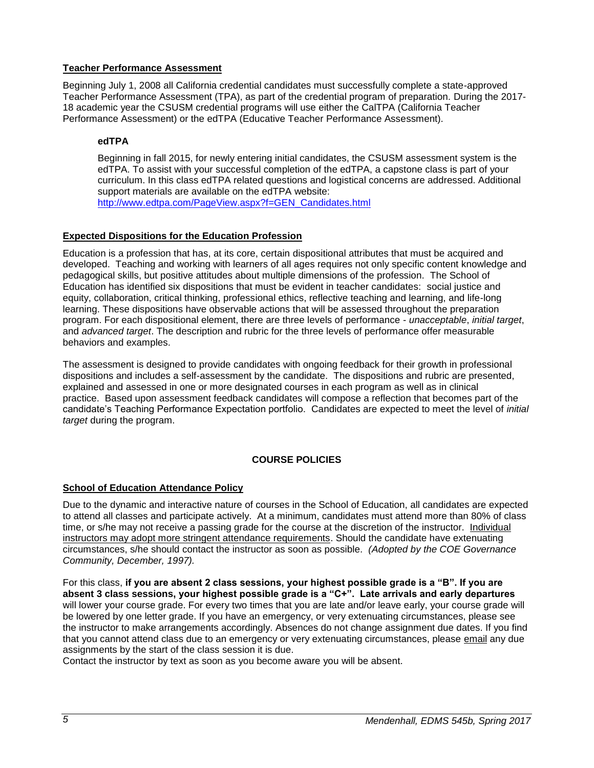## Teacher Performance Assessment

Beginning July 1, 2008 all California credential candidates must successfully complete a state-approved Teacher Performance Assessment (TPA), as part of the credential program of preparation. During the 2017-18 academic year the CSUSM credential programs will use either the CalTPA (California Teacher Performance Assessment) or the edTPA (Educative Teacher Performance Assessment).

### edTPA

Beginning in fall 2015, for newly entering initial candidates, the CSUSM assessment system is the edTPA. To assist with your successful completion of the edTPA, a capstone class is part of your curriculum. In this class edTPA related questions and logistical concerns are addressed. Additional support materials are available on the edTPA website: http://www.edtpa.com/PageView.aspx?f=GEN_Candidates.html

## Expected Dispositions for the Education Profession

Education is a profession that has, at its core, certain dispositional attributes that must be acquired and developed. Teaching and working with learners of all ages requires not only specific content knowledge and pedagogical skills, but positive attitudes about multiple dimensions of the profession. The School of Education has identified six dispositions that must be evident in teacher candidates: social justice and equity, collaboration, critical thinking, professional ethics, reflective teaching and learning, and life-long learning. These dispositions have observable actions that will be assessed throughout the preparation program. For each dispositional element, there are three levels of performance - *unacceptable*, *initial target*, and *advanced target*. The description and rubric for the three levels of performance offer measurable behaviors and examples.

The assessment is designed to provide candidates with ongoing feedback for their growth in professional dispositions and includes a self-assessment by the candidate. The dispositions and rubric are presented, explained and assessed in one or more designated courses in each program as well as in clinical practice. Based upon assessment feedback candidates will compose a reflection that becomes part of the candidate's Teaching Performance Expectation portfolio. Candidates are expected to meet the level of *initial target* during the program.

# COURSE POLICIES

## School of Education Attendance Policy

Due to the dynamic and interactive nature of courses in the School of Education, all candidates are expected to attend all classes and participate actively. At a minimum, candidates must attend more than 80% of class time, or s/he may not receive a passing grade for the course at the discretion of the instructor. Individual instructors may adopt more stringent attendance requirements. Should the candidate have extenuating circumstances, s/he should contact the instructor as soon as possible. *(Adopted by the COE Governance Community, December, 1997).*

For this class, **if you are absent 2 class sessions, your highest possible grade is a "B". If you are absent 3 class sessions, your highest possible grade is a "C+". Late arrivals and early departures** will lower your course grade. For every two times that you are late and/or leave early, your course grade will be lowered by one letter grade. If you have an emergency, or very extenuating circumstances, please see the instructor to make arrangements accordingly. Absences do not change assignment due dates. If you find that you cannot attend class due to an emergency or very extenuating circumstances, please email any due assignments by the start of the class session it is due.

Contact the instructor by text as soon as you become aware you will be absent.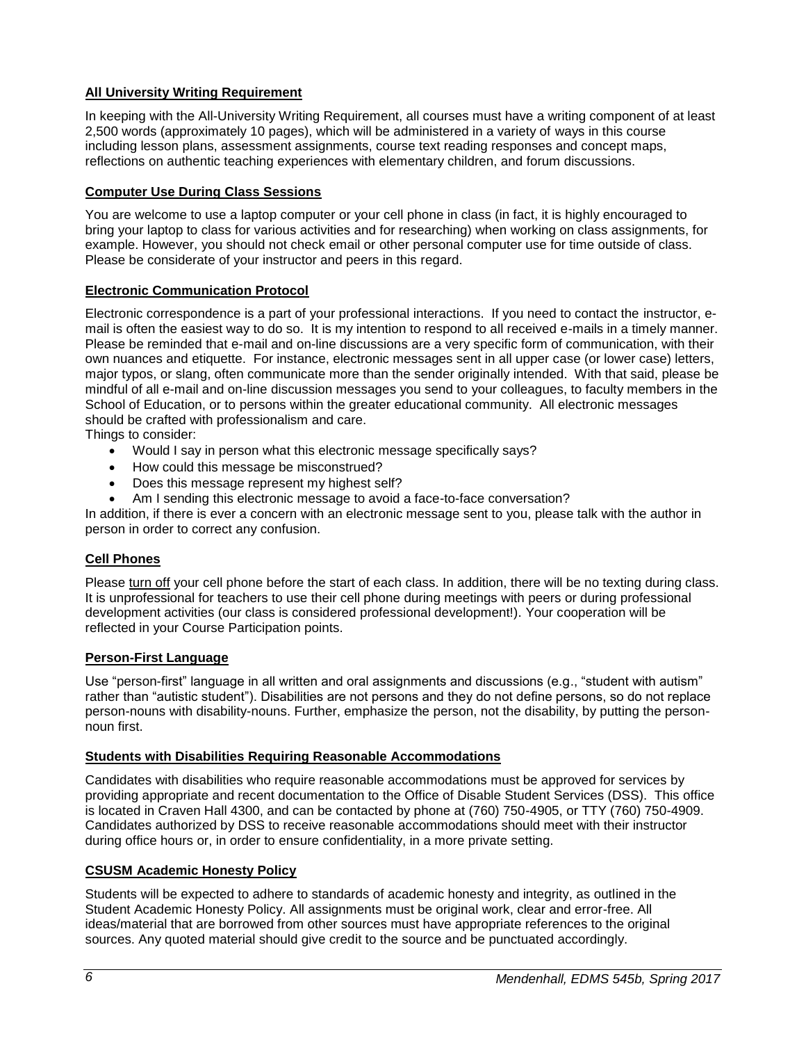## All University Writing Requirement

In keeping with the All-University Writing Requirement, all courses must have a writing component of at least 2,500 words (approximately 10 pages), which will be administered in a variety of ways in this course including lesson plans, assessment assignments, course text reading responses and concept maps, reflections on authentic teaching experiences with elementary children, and forum discussions.

## Computer Use During Class Sessions

You are welcome to use a laptop computer or your cell phone in class (in fact, it is highly encouraged to bring your laptop to class for various activities and for researching) when working on class assignments, for example. However, you should not check email or other personal computer use for time outside of class. Please be considerate of your instructor and peers in this regard.

## Electronic Communication Protocol

Electronic correspondence is a part of your professional interactions. If you need to contact the instructor, e-mail is often the easiest way to do so. It is my intention to respond to all received e-mails in a timely manner. Please be reminded that e-mail and on-line discussions are a very specific form of communication, with their own nuances and etiquette. For instance, electronic messages sent in all upper case (or lower case) letters, major typos, or slang, often communicate more than the sender originally intended. With that said, please be mindful of all e-mail and on-line discussion messages you send to your colleagues, to faculty members in the School of Education, or to persons within the greater educational community. All electronic messages should be crafted with professionalism and care.

Things to consider:

- Would I say in person what this electronic message specifically says?
- How could this message be misconstrued?
- Does this message represent my highest self?
- Am I sending this electronic message to avoid a face-to-face conversation?

In addition, if there is ever a concern with an electronic message sent to you, please talk with the author in person in order to correct any confusion.

## Cell Phones

Please turn off your cell phone before the start of each class. In addition, there will be no texting during class. It is unprofessional for teachers to use their cell phone during meetings with peers or during professional development activities (our class is considered professional development!). Your cooperation will be reflected in your Course Participation points.

## Person-First Language

Use "person-first" language in all written and oral assignments and discussions (e.g., "student with autism" rather than "autistic student"). Disabilities are not persons and they do not define persons, so do not replace person-nouns with disability-nouns. Further, emphasize the person, not the disability, by putting the person-noun first.

## Students with Disabilities Requiring Reasonable Accommodations

Candidates with disabilities who require reasonable accommodations must be approved for services by providing appropriate and recent documentation to the Office of Disable Student Services (DSS). This office is located in Craven Hall 4300, and can be contacted by phone at (760) 750-4905, or TTY (760) 750-4909. Candidates authorized by DSS to receive reasonable accommodations should meet with their instructor during office hours or, in order to ensure confidentiality, in a more private setting.

## CSUSM Academic Honesty Policy

Students will be expected to adhere to standards of academic honesty and integrity, as outlined in the Student Academic Honesty Policy. All assignments must be original work, clear and error-free. All ideas/material that are borrowed from other sources must have appropriate references to the original sources. Any quoted material should give credit to the source and be punctuated accordingly.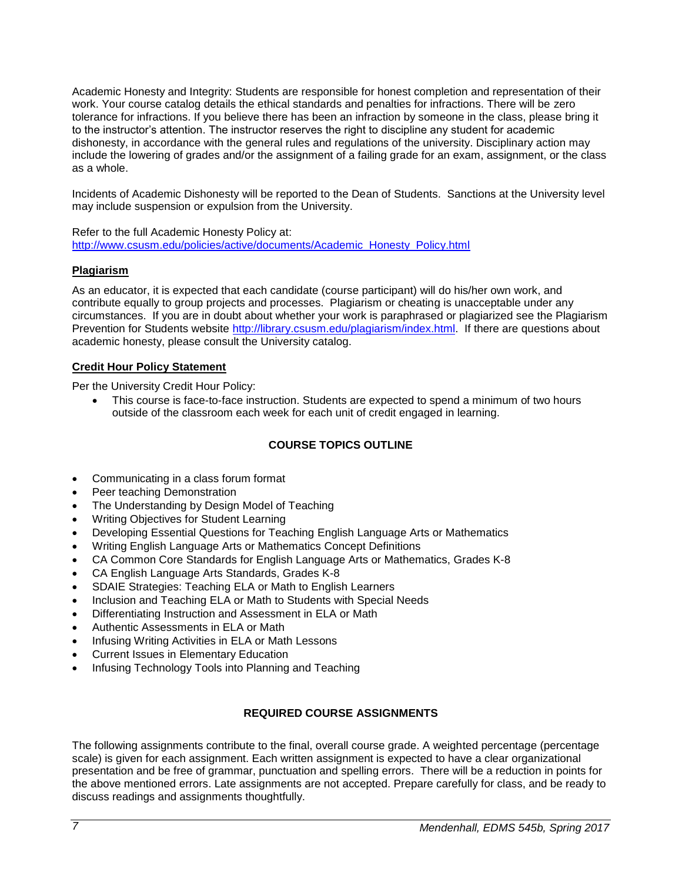Academic Honesty and Integrity: Students are responsible for honest completion and representation of their work. Your course catalog details the ethical standards and penalties for infractions. There will be zero tolerance for infractions. If you believe there has been an infraction by someone in the class, please bring it to the instructor's attention. The instructor reserves the right to discipline any student for academic dishonesty, in accordance with the general rules and regulations of the university. Disciplinary action may include the lowering of grades and/or the assignment of a failing grade for an exam, assignment, or the class as a whole.

Incidents of Academic Dishonesty will be reported to the Dean of Students. Sanctions at the University level may include suspension or expulsion from the University.

Refer to the full Academic Honesty Policy at: [http://www.csusm.edu/policies/active/documents/Academic_Honesty_Policy.html](http://www.csusm.edu/policies/active/documents/Academic_Honesty_Policy.html)

### Plagiarism

As an educator, it is expected that each candidate (course participant) will do his/her own work, and contribute equally to group projects and processes. Plagiarism or cheating is unacceptable under any circumstances. If you are in doubt about whether your work is paraphrased or plagiarized see the Plagiarism Prevention for Students website [http://library.csusm.edu/plagiarism/index.html](http://library.csusm.edu/plagiarism/index.html). If there are questions about academic honesty, please consult the University catalog.

### Credit Hour Policy Statement

Per the University Credit Hour Policy:

- This course is face-to-face instruction. Students are expected to spend a minimum of two hours outside of the classroom each week for each unit of credit engaged in learning.

## COURSE TOPICS OUTLINE

- Communicating in a class forum format
- Peer teaching Demonstration
- The Understanding by Design Model of Teaching
- Writing Objectives for Student Learning
- Developing Essential Questions for Teaching English Language Arts or Mathematics
- Writing English Language Arts or Mathematics Concept Definitions
- CA Common Core Standards for English Language Arts or Mathematics, Grades K-8
- CA English Language Arts Standards, Grades K-8
- SDAIE Strategies: Teaching ELA or Math to English Learners
- Inclusion and Teaching ELA or Math to Students with Special Needs
- Differentiating Instruction and Assessment in ELA or Math
- Authentic Assessments in ELA or Math
- Infusing Writing Activities in ELA or Math Lessons
- Current Issues in Elementary Education
- Infusing Technology Tools into Planning and Teaching

## REQUIRED COURSE ASSIGNMENTS

The following assignments contribute to the final, overall course grade. A weighted percentage (percentage scale) is given for each assignment. Each written assignment is expected to have a clear organizational presentation and be free of grammar, punctuation and spelling errors. There will be a reduction in points for the above mentioned errors. Late assignments are not accepted. Prepare carefully for class, and be ready to discuss readings and assignments thoughtfully.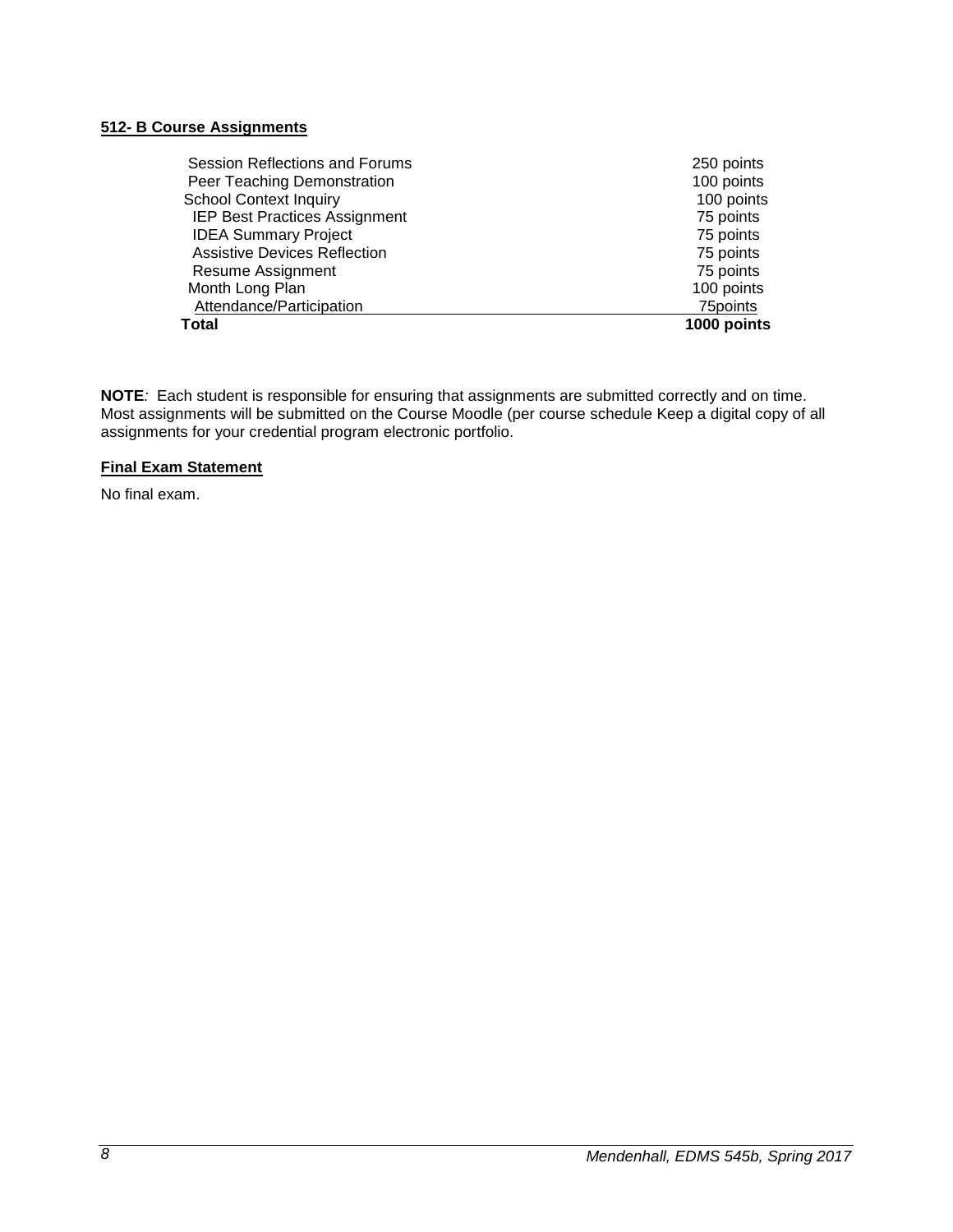**512- B Course Assignments**

| | |
|---|---|
| Session Reflections and Forums | 250 points |
| Peer Teaching Demonstration | 100 points |
| School Context Inquiry | 100 points |
| IEP Best Practices Assignment | 75 points |
| IDEA Summary Project | 75 points |
| Assistive Devices Reflection | 75 points |
| Resume Assignment | 75 points |
| Month Long Plan | 100 points |
| Attendance/Participation | 75points |
| **Total** | **1000 points** |

**NOTE***:* Each student is responsible for ensuring that assignments are submitted correctly and on time. Most assignments will be submitted on the Course Moodle (per course schedule Keep a digital copy of all assignments for your credential program electronic portfolio.

**Final Exam Statement**

No final exam.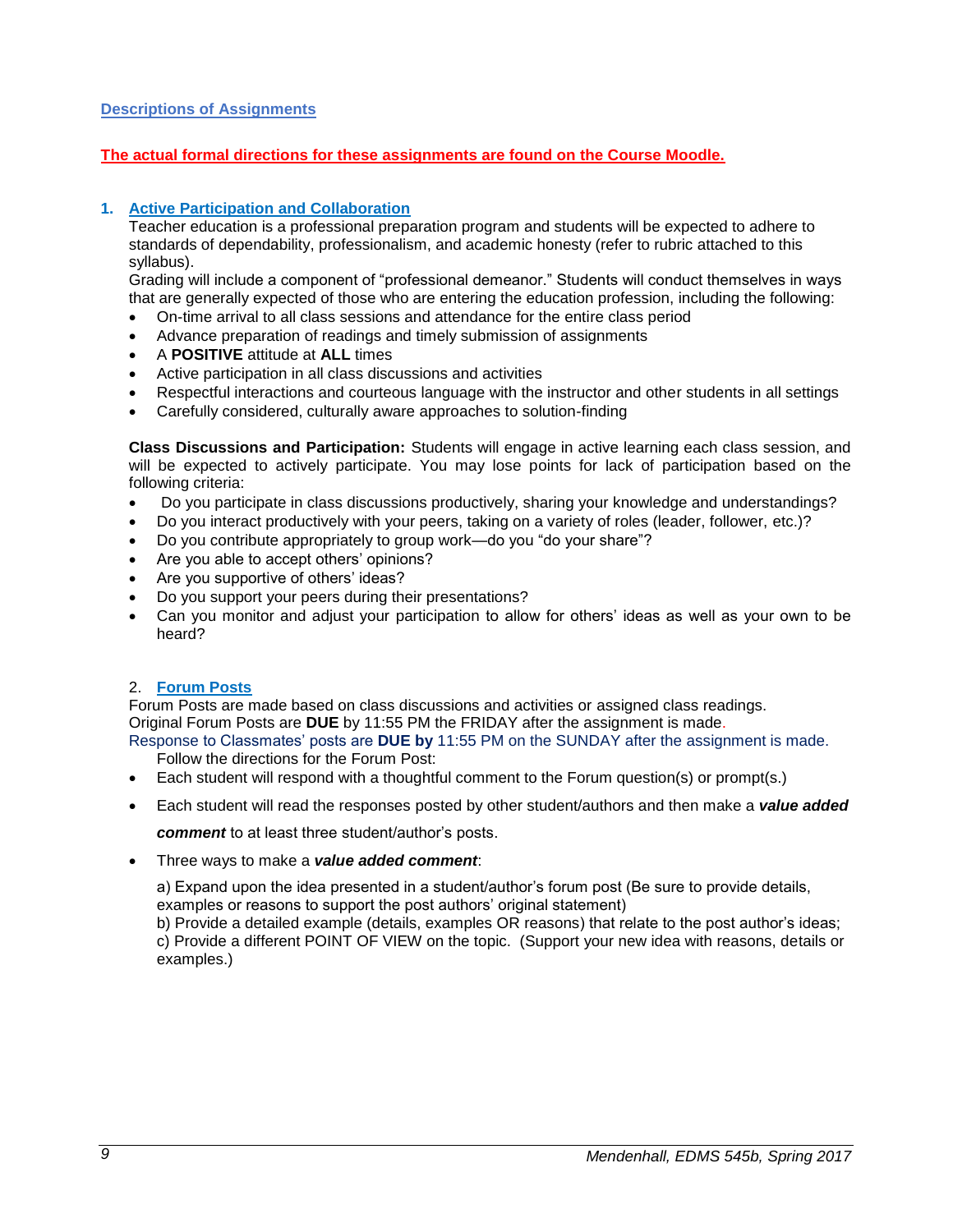## Descriptions of Assignments

**The actual formal directions for these assignments are found on the Course Moodle.**

### 1. Active Participation and Collaboration

Teacher education is a professional preparation program and students will be expected to adhere to standards of dependability, professionalism, and academic honesty (refer to rubric attached to this syllabus).

Grading will include a component of "professional demeanor." Students will conduct themselves in ways that are generally expected of those who are entering the education profession, including the following:

- On-time arrival to all class sessions and attendance for the entire class period
- Advance preparation of readings and timely submission of assignments
- A **POSITIVE** attitude at **ALL** times
- Active participation in all class discussions and activities
- Respectful interactions and courteous language with the instructor and other students in all settings
- Carefully considered, culturally aware approaches to solution-finding

**Class Discussions and Participation:** Students will engage in active learning each class session, and will be expected to actively participate. You may lose points for lack of participation based on the following criteria:

- Do you participate in class discussions productively, sharing your knowledge and understandings?
- Do you interact productively with your peers, taking on a variety of roles (leader, follower, etc.)?
- Do you contribute appropriately to group work—do you "do your share"?
- Are you able to accept others' opinions?
- Are you supportive of others' ideas?
- Do you support your peers during their presentations?
- Can you monitor and adjust your participation to allow for others' ideas as well as your own to be heard?

### 2. Forum Posts

Forum Posts are made based on class discussions and activities or assigned class readings.
Original Forum Posts are **DUE** by 11:55 PM the FRIDAY after the assignment is made.
Response to Classmates' posts are **DUE by** 11:55 PM on the SUNDAY after the assignment is made.

Follow the directions for the Forum Post:

- Each student will respond with a thoughtful comment to the Forum question(s) or prompt(s.)
- Each student will read the responses posted by other student/authors and then make a ***value added comment*** to at least three student/author's posts.
- Three ways to make a ***value added comment***:

  a) Expand upon the idea presented in a student/author's forum post (Be sure to provide details, examples or reasons to support the post authors' original statement)
  b) Provide a detailed example (details, examples OR reasons) that relate to the post author's ideas;
  c) Provide a different POINT OF VIEW on the topic. (Support your new idea with reasons, details or examples.)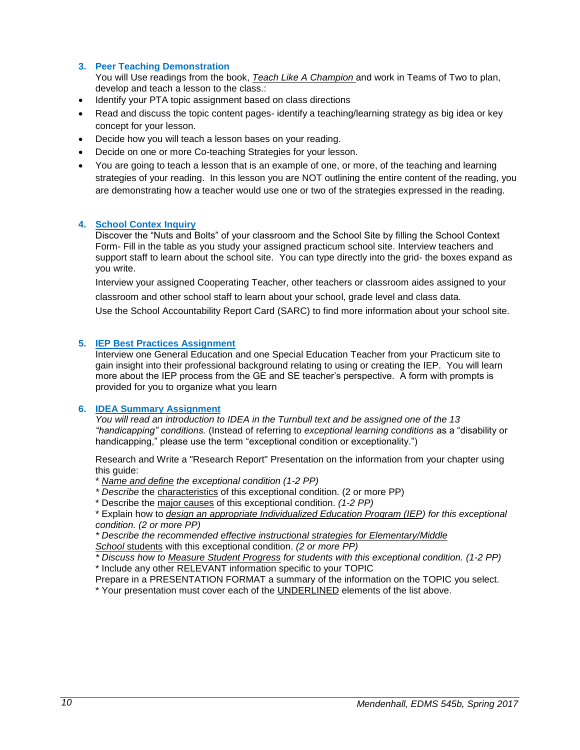3. **Peer Teaching Demonstration**
   You will Use readings from the book, *Teach Like A Champion* and work in Teams of Two to plan, develop and teach a lesson to the class.:

- Identify your PTA topic assignment based on class directions
- Read and discuss the topic content pages- identify a teaching/learning strategy as big idea or key concept for your lesson.
- Decide how you will teach a lesson bases on your reading.
- Decide on one or more Co-teaching Strategies for your lesson.
- You are going to teach a lesson that is an example of one, or more, of the teaching and learning strategies of your reading. In this lesson you are NOT outlining the entire content of the reading, you are demonstrating how a teacher would use one or two of the strategies expressed in the reading.

4. **School Contex Inquiry**
   Discover the "Nuts and Bolts" of your classroom and the School Site by filling the School Context Form- Fill in the table as you study your assigned practicum school site. Interview teachers and support staff to learn about the school site. You can type directly into the grid- the boxes expand as you write.

   Interview your assigned Cooperating Teacher, other teachers or classroom aides assigned to your classroom and other school staff to learn about your school, grade level and class data.

   Use the School Accountability Report Card (SARC) to find more information about your school site.

5. **IEP Best Practices Assignment**
   Interview one General Education and one Special Education Teacher from your Practicum site to gain insight into their professional background relating to using or creating the IEP. You will learn more about the IEP process from the GE and SE teacher's perspective. A form with prompts is provided for you to organize what you learn

6. **IDEA Summary Assignment**
   *You will read an introduction to IDEA in the Turnbull text and be assigned one of the 13 "handicapping" conditions.* (Instead of referring to *exceptional learning conditions* as a "disability or handicapping," please use the term "exceptional condition or exceptionality.")

   Research and Write a "Research Report" Presentation on the information from your chapter using this guide:
   * *Name and define the exceptional condition (1-2 PP)*
   * *Describe* the characteristics of this exceptional condition. (2 or more PP)
   * Describe the major causes of this exceptional condition. *(1-2 PP)*
   * Explain how to *design an appropriate Individualized Education Program (IEP) for this exceptional condition. (2 or more PP)*
   * *Describe the recommended effective instructional strategies for Elementary/Middle School* students with this exceptional condition. *(2 or more PP)*
   * *Discuss how to Measure Student Progress for students with this exceptional condition. (1-2 PP)*
   * Include any other RELEVANT information specific to your TOPIC
   Prepare in a PRESENTATION FORMAT a summary of the information on the TOPIC you select.
   * Your presentation must cover each of the UNDERLINED elements of the list above.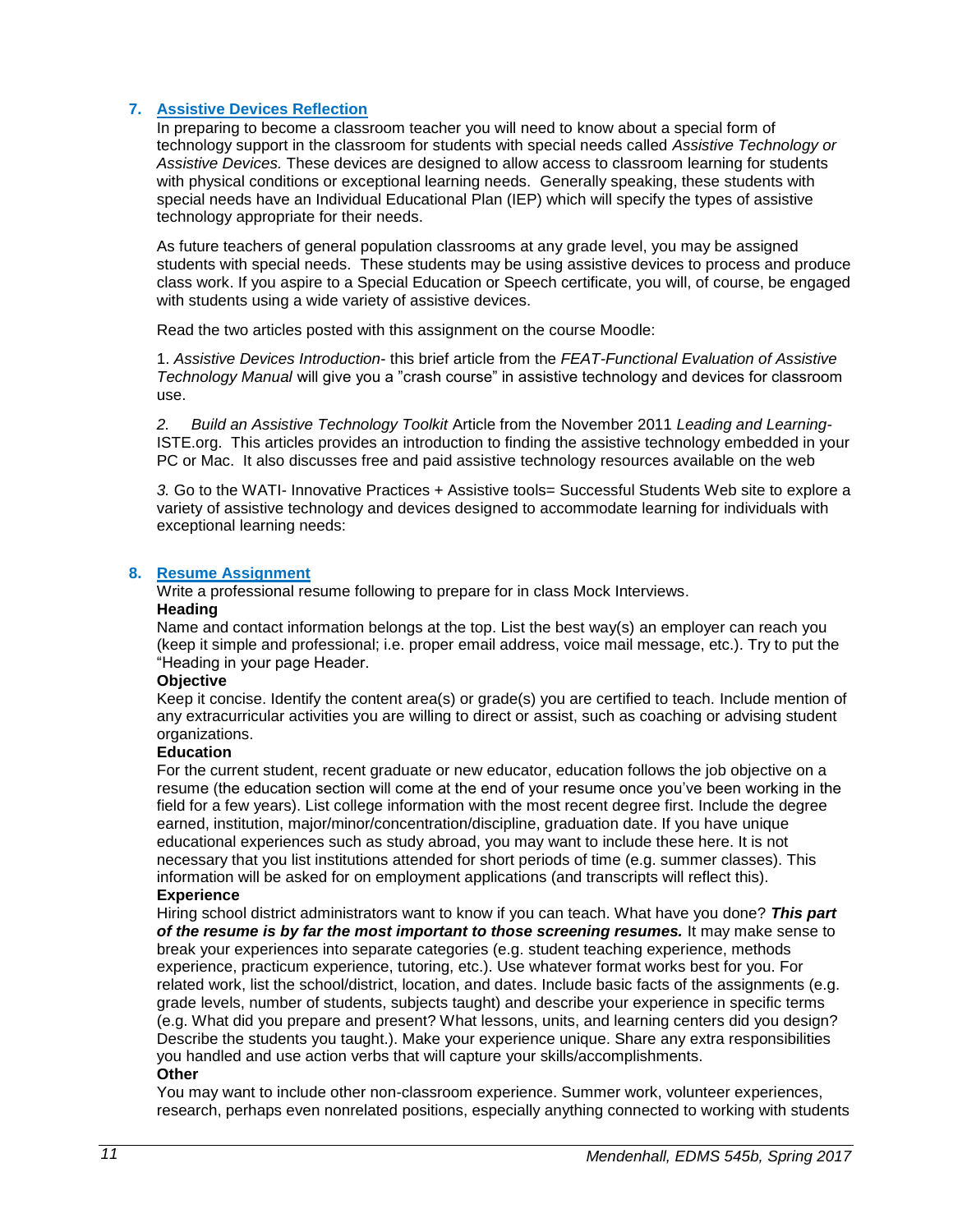### 7. Assistive Devices Reflection

In preparing to become a classroom teacher you will need to know about a special form of technology support in the classroom for students with special needs called *Assistive Technology or Assistive Devices.* These devices are designed to allow access to classroom learning for students with physical conditions or exceptional learning needs. Generally speaking, these students with special needs have an Individual Educational Plan (IEP) which will specify the types of assistive technology appropriate for their needs.

As future teachers of general population classrooms at any grade level, you may be assigned students with special needs. These students may be using assistive devices to process and produce class work. If you aspire to a Special Education or Speech certificate, you will, of course, be engaged with students using a wide variety of assistive devices.

Read the two articles posted with this assignment on the course Moodle:

1. *Assistive Devices Introduction*- this brief article from the *FEAT-Functional Evaluation of Assistive Technology Manual* will give you a "crash course" in assistive technology and devices for classroom use.

*2.* *Build an Assistive Technology Toolkit* Article from the November 2011 *Leading and Learning*- ISTE.org. This articles provides an introduction to finding the assistive technology embedded in your PC or Mac. It also discusses free and paid assistive technology resources available on the web

*3.* Go to the WATI- Innovative Practices + Assistive tools= Successful Students Web site to explore a variety of assistive technology and devices designed to accommodate learning for individuals with exceptional learning needs:

### 8. Resume Assignment

Write a professional resume following to prepare for in class Mock Interviews.

**Heading**

Name and contact information belongs at the top. List the best way(s) an employer can reach you (keep it simple and professional; i.e. proper email address, voice mail message, etc.). Try to put the "Heading in your page Header.

**Objective**

Keep it concise. Identify the content area(s) or grade(s) you are certified to teach. Include mention of any extracurricular activities you are willing to direct or assist, such as coaching or advising student organizations.

**Education**

For the current student, recent graduate or new educator, education follows the job objective on a resume (the education section will come at the end of your resume once you've been working in the field for a few years). List college information with the most recent degree first. Include the degree earned, institution, major/minor/concentration/discipline, graduation date. If you have unique educational experiences such as study abroad, you may want to include these here. It is not necessary that you list institutions attended for short periods of time (e.g. summer classes). This information will be asked for on employment applications (and transcripts will reflect this).

**Experience**

Hiring school district administrators want to know if you can teach. What have you done? ***This part of the resume is by far the most important to those screening resumes.*** It may make sense to break your experiences into separate categories (e.g. student teaching experience, methods experience, practicum experience, tutoring, etc.). Use whatever format works best for you. For related work, list the school/district, location, and dates. Include basic facts of the assignments (e.g. grade levels, number of students, subjects taught) and describe your experience in specific terms (e.g. What did you prepare and present? What lessons, units, and learning centers did you design? Describe the students you taught.). Make your experience unique. Share any extra responsibilities you handled and use action verbs that will capture your skills/accomplishments.

**Other**

You may want to include other non-classroom experience. Summer work, volunteer experiences, research, perhaps even nonrelated positions, especially anything connected to working with students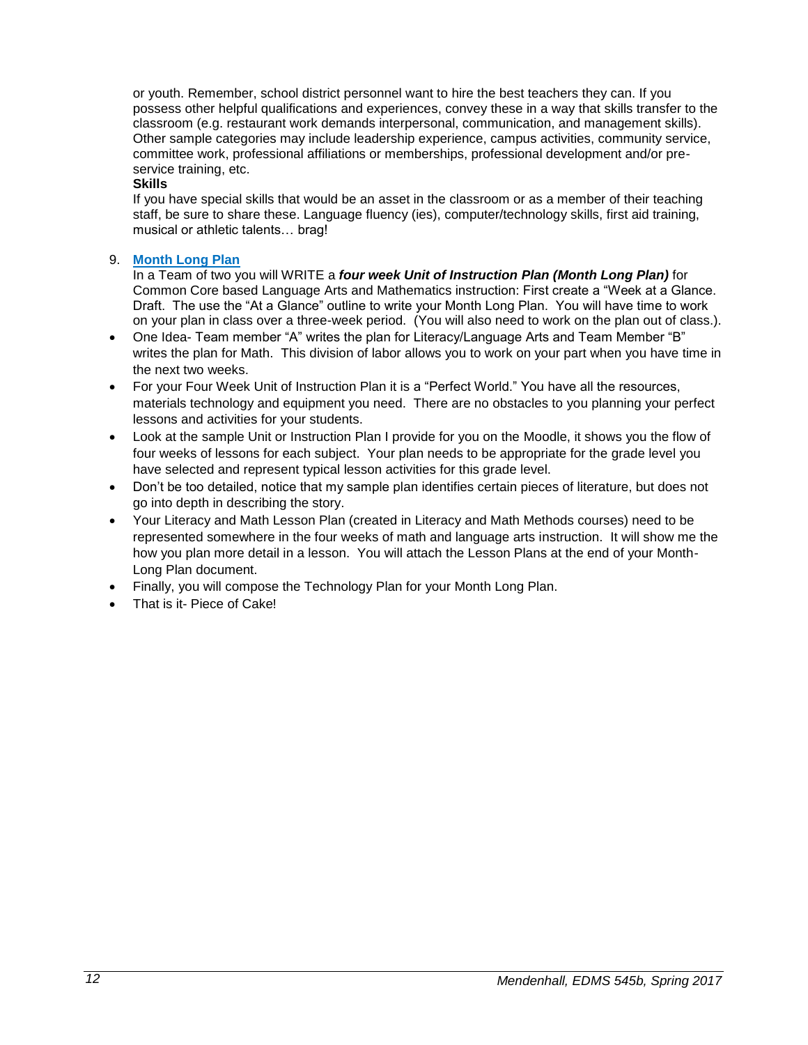or youth. Remember, school district personnel want to hire the best teachers they can. If you possess other helpful qualifications and experiences, convey these in a way that skills transfer to the classroom (e.g. restaurant work demands interpersonal, communication, and management skills). Other sample categories may include leadership experience, campus activities, community service, committee work, professional affiliations or memberships, professional development and/or pre-service training, etc.

**Skills**

If you have special skills that would be an asset in the classroom or as a member of their teaching staff, be sure to share these. Language fluency (ies), computer/technology skills, first aid training, musical or athletic talents… brag!

9. **Month Long Plan**

   In a Team of two you will WRITE a ***four week Unit of Instruction Plan (Month Long Plan)*** for Common Core based Language Arts and Mathematics instruction: First create a "Week at a Glance. Draft. The use the "At a Glance" outline to write your Month Long Plan. You will have time to work on your plan in class over a three-week period. (You will also need to work on the plan out of class.).

- One Idea- Team member "A" writes the plan for Literacy/Language Arts and Team Member "B" writes the plan for Math. This division of labor allows you to work on your part when you have time in the next two weeks.
- For your Four Week Unit of Instruction Plan it is a "Perfect World." You have all the resources, materials technology and equipment you need. There are no obstacles to you planning your perfect lessons and activities for your students.
- Look at the sample Unit or Instruction Plan I provide for you on the Moodle, it shows you the flow of four weeks of lessons for each subject. Your plan needs to be appropriate for the grade level you have selected and represent typical lesson activities for this grade level.
- Don't be too detailed, notice that my sample plan identifies certain pieces of literature, but does not go into depth in describing the story.
- Your Literacy and Math Lesson Plan (created in Literacy and Math Methods courses) need to be represented somewhere in the four weeks of math and language arts instruction. It will show me the how you plan more detail in a lesson. You will attach the Lesson Plans at the end of your Month-Long Plan document.
- Finally, you will compose the Technology Plan for your Month Long Plan.
- That is it- Piece of Cake!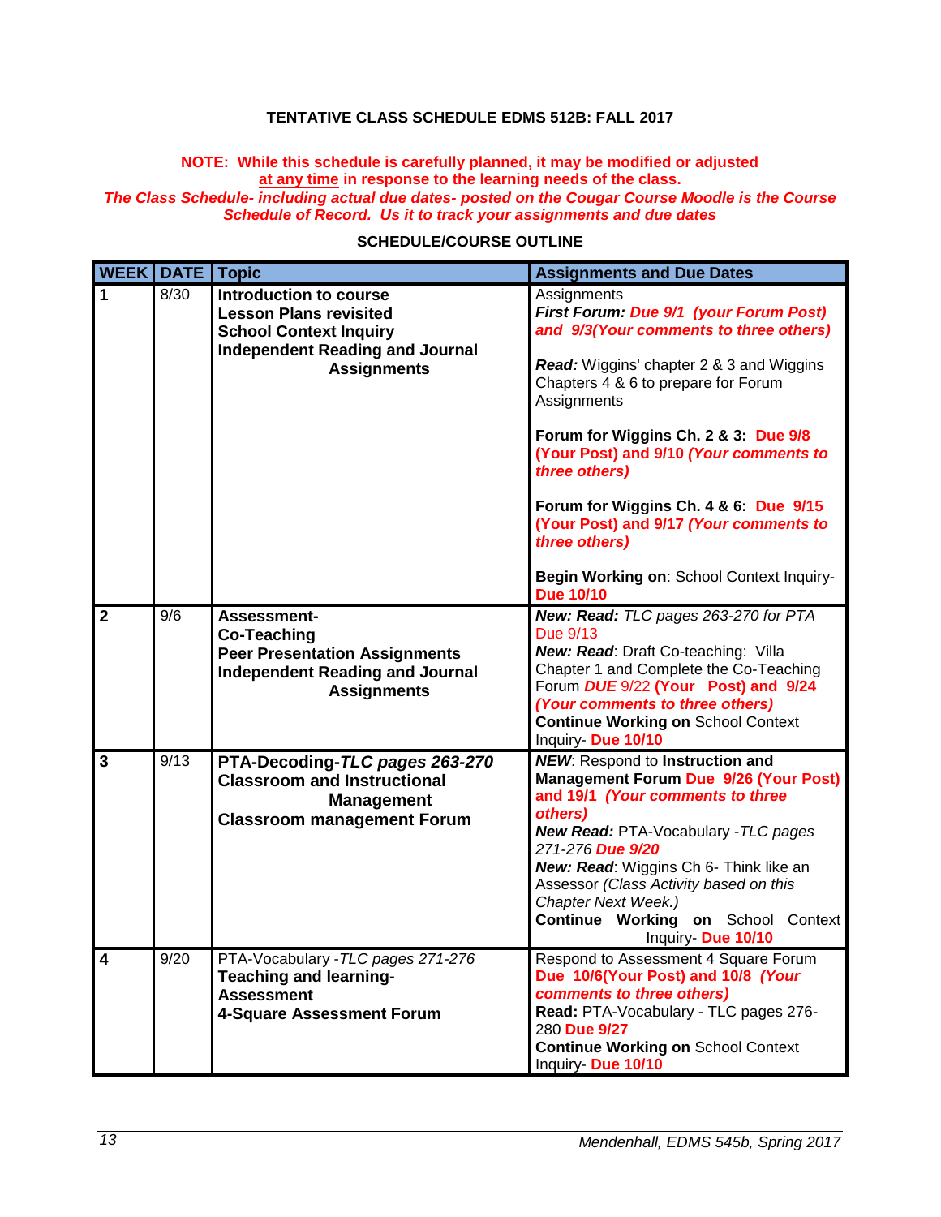**TENTATIVE CLASS SCHEDULE EDMS 512B: FALL 2017**

**NOTE: While this schedule is carefully planned, it may be modified or adjusted at any time in response to the learning needs of the class.**
***The Class Schedule- including actual due dates- posted on the Cougar Course Moodle is the Course Schedule of Record. Us it to track your assignments and due dates***

**SCHEDULE/COURSE OUTLINE**

| WEEK | DATE | Topic | Assignments and Due Dates |
|---|---|---|---|
| 1 | 8/30 | **Introduction to course**<br>**Lesson Plans revisited**<br>**School Context Inquiry**<br>**Independent Reading and Journal Assignments** | Assignments<br>***First Forum:* Due 9/1 *(your Forum Post)* and 9/3*(Your comments to three others)***<br><br>***Read:*** Wiggins' chapter 2 & 3 and Wiggins Chapters 4 & 6 to prepare for Forum Assignments<br><br>**Forum for Wiggins Ch. 2 & 3: Due 9/8 (Your Post) and 9/10 *(Your comments to three others)***<br><br>**Forum for Wiggins Ch. 4 & 6: Due 9/15 (Your Post) and 9/17 *(Your comments to three others)***<br><br>**Begin Working on**: School Context Inquiry- **Due 10/10** |
| 2 | 9/6 | **Assessment-**<br>**Co-Teaching**<br>**Peer Presentation Assignments**<br>**Independent Reading and Journal Assignments** | ***New: Read:*** *TLC pages 263-270 for PTA* Due 9/13<br>***New: Read***: Draft Co-teaching: Villa Chapter 1 and Complete the Co-Teaching Forum ***DUE*** 9/22 **(Your Post) and 9/24 *(Your comments to three others)***<br>**Continue Working on** School Context Inquiry- **Due 10/10** |
| 3 | 9/13 | **PTA-Decoding-*TLC pages 263-270***<br>**Classroom and Instructional Management**<br>**Classroom management Forum** | ***NEW***: Respond to **Instruction and Management Forum Due 9/26 (Your Post) and 19/1 *(Your comments to three others)***<br>***New Read:*** PTA-Vocabulary *-TLC pages 271-276* ***Due 9/20***<br>***New: Read***: Wiggins Ch 6- Think like an Assessor *(Class Activity based on this Chapter Next Week.)*<br>**Continue Working on** School Context Inquiry- **Due 10/10** |
| 4 | 9/20 | PTA-Vocabulary *-TLC pages 271-276*<br>**Teaching and learning- Assessment**<br>**4-Square Assessment Forum** | Respond to Assessment 4 Square Forum **Due 10/6(Your Post) and 10/8 *(Your comments to three others)***<br>**Read:** PTA-Vocabulary - TLC pages 276-280 **Due 9/27**<br>**Continue Working on** School Context Inquiry- **Due 10/10** |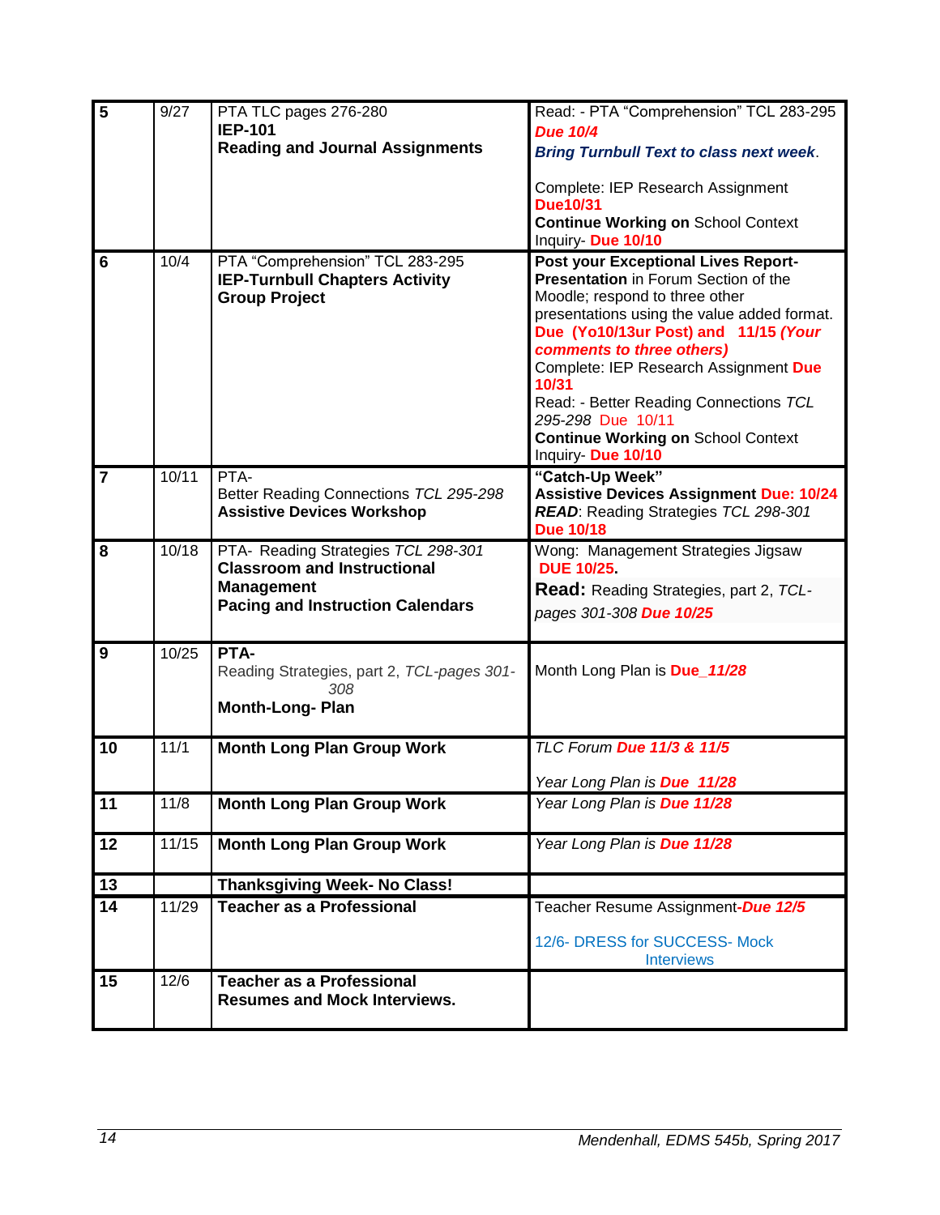| 5 | 9/27 | PTA TLC pages 276-280<br>**IEP-101**<br>**Reading and Journal Assignments** | Read: - PTA "Comprehension" TCL 283-295<br>***Due 10/4***<br>***Bring Turnbull Text to class next week***.<br><br>Complete: IEP Research Assignment **Due10/31**<br>**Continue Working on** School Context Inquiry- **Due 10/10** |
|---|---|---|---|
| 6 | 10/4 | PTA "Comprehension" TCL 283-295<br>**IEP-Turnbull Chapters Activity**<br>**Group Project** | **Post your Exceptional Lives Report- Presentation** in Forum Section of the Moodle; respond to three other presentations using the value added format.<br>**Due (Yo10/13ur Post) and 11/15 *(Your comments to three others)***<br>Complete: IEP Research Assignment **Due 10/31**<br>Read: - Better Reading Connections *TCL 295-298* Due 10/11<br>**Continue Working on** School Context Inquiry- **Due 10/10** |
| 7 | 10/11 | PTA-<br>Better Reading Connections *TCL 295-298*<br>**Assistive Devices Workshop** | **"Catch-Up Week"**<br>**Assistive Devices Assignment Due: 10/24**<br>***READ***: Reading Strategies *TCL 298-301*<br>**Due 10/18** |
| 8 | 10/18 | PTA- Reading Strategies *TCL 298-301*<br>**Classroom and Instructional Management**<br>**Pacing and Instruction Calendars** | Wong: Management Strategies Jigsaw **DUE 10/25.**<br>**Read:** Reading Strategies, part 2, *TCL-pages 301-308* ***Due 10/25*** |
| 9 | 10/25 | **PTA-**<br>Reading Strategies, part 2, *TCL-pages 301-308*<br>**Month-Long- Plan** | Month Long Plan is ***Due_11/28*** |
| 10 | 11/1 | **Month Long Plan Group Work** | *TLC Forum* ***Due 11/3 & 11/5***<br><br>*Year Long Plan is* ***Due 11/28*** |
| 11 | 11/8 | **Month Long Plan Group Work** | *Year Long Plan is* ***Due 11/28*** |
| 12 | 11/15 | **Month Long Plan Group Work** | *Year Long Plan is* ***Due 11/28*** |
| 13 | | **Thanksgiving Week- No Class!** | |
| 14 | 11/29 | **Teacher as a Professional** | Teacher Resume Assignment-***Due 12/5***<br><br>12/6- DRESS for SUCCESS- Mock Interviews |
| 15 | 12/6 | **Teacher as a Professional**<br>**Resumes and Mock Interviews.** | |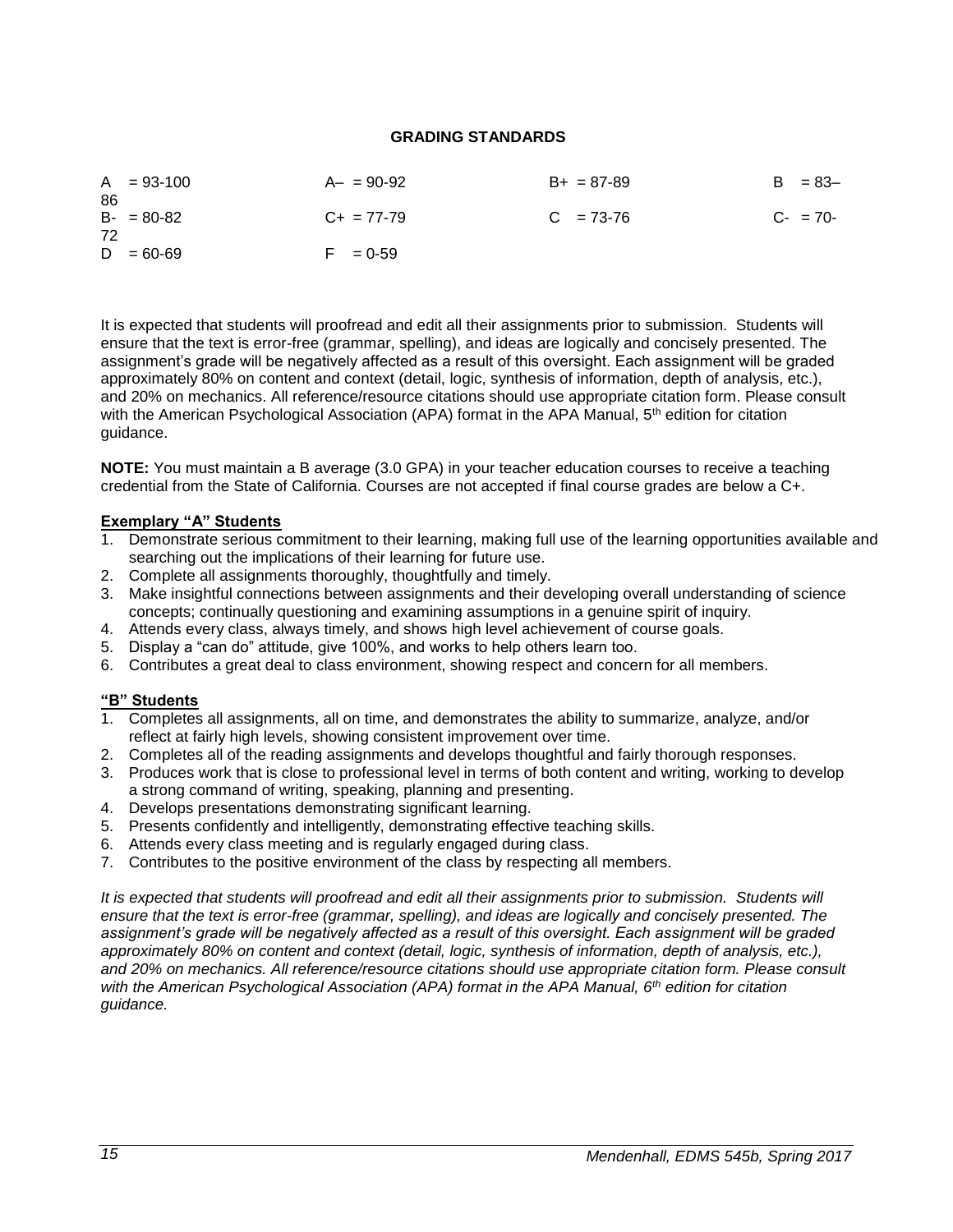**GRADING STANDARDS**

| | | | |
|---|---|---|---|
| A = 93-100 | A– = 90-92 | B+ = 87-89 | B = 83–86 |
| B- = 80-82 | C+ = 77-79 | C = 73-76 | C- = 70-72 |
| D = 60-69 | F = 0-59 | | |

It is expected that students will proofread and edit all their assignments prior to submission. Students will ensure that the text is error-free (grammar, spelling), and ideas are logically and concisely presented. The assignment's grade will be negatively affected as a result of this oversight. Each assignment will be graded approximately 80% on content and context (detail, logic, synthesis of information, depth of analysis, etc.), and 20% on mechanics. All reference/resource citations should use appropriate citation form. Please consult with the American Psychological Association (APA) format in the APA Manual, 5th edition for citation guidance.

**NOTE:** You must maintain a B average (3.0 GPA) in your teacher education courses to receive a teaching credential from the State of California. Courses are not accepted if final course grades are below a C+.

**Exemplary "A" Students**

1. Demonstrate serious commitment to their learning, making full use of the learning opportunities available and searching out the implications of their learning for future use.
2. Complete all assignments thoroughly, thoughtfully and timely.
3. Make insightful connections between assignments and their developing overall understanding of science concepts; continually questioning and examining assumptions in a genuine spirit of inquiry.
4. Attends every class, always timely, and shows high level achievement of course goals.
5. Display a "can do" attitude, give 100%, and works to help others learn too.
6. Contributes a great deal to class environment, showing respect and concern for all members.

**"B" Students**

1. Completes all assignments, all on time, and demonstrates the ability to summarize, analyze, and/or reflect at fairly high levels, showing consistent improvement over time.
2. Completes all of the reading assignments and develops thoughtful and fairly thorough responses.
3. Produces work that is close to professional level in terms of both content and writing, working to develop a strong command of writing, speaking, planning and presenting.
4. Develops presentations demonstrating significant learning.
5. Presents confidently and intelligently, demonstrating effective teaching skills.
6. Attends every class meeting and is regularly engaged during class.
7. Contributes to the positive environment of the class by respecting all members.

*It is expected that students will proofread and edit all their assignments prior to submission. Students will ensure that the text is error-free (grammar, spelling), and ideas are logically and concisely presented. The assignment's grade will be negatively affected as a result of this oversight. Each assignment will be graded approximately 80% on content and context (detail, logic, synthesis of information, depth of analysis, etc.), and 20% on mechanics. All reference/resource citations should use appropriate citation form. Please consult with the American Psychological Association (APA) format in the APA Manual, 6th edition for citation guidance.*